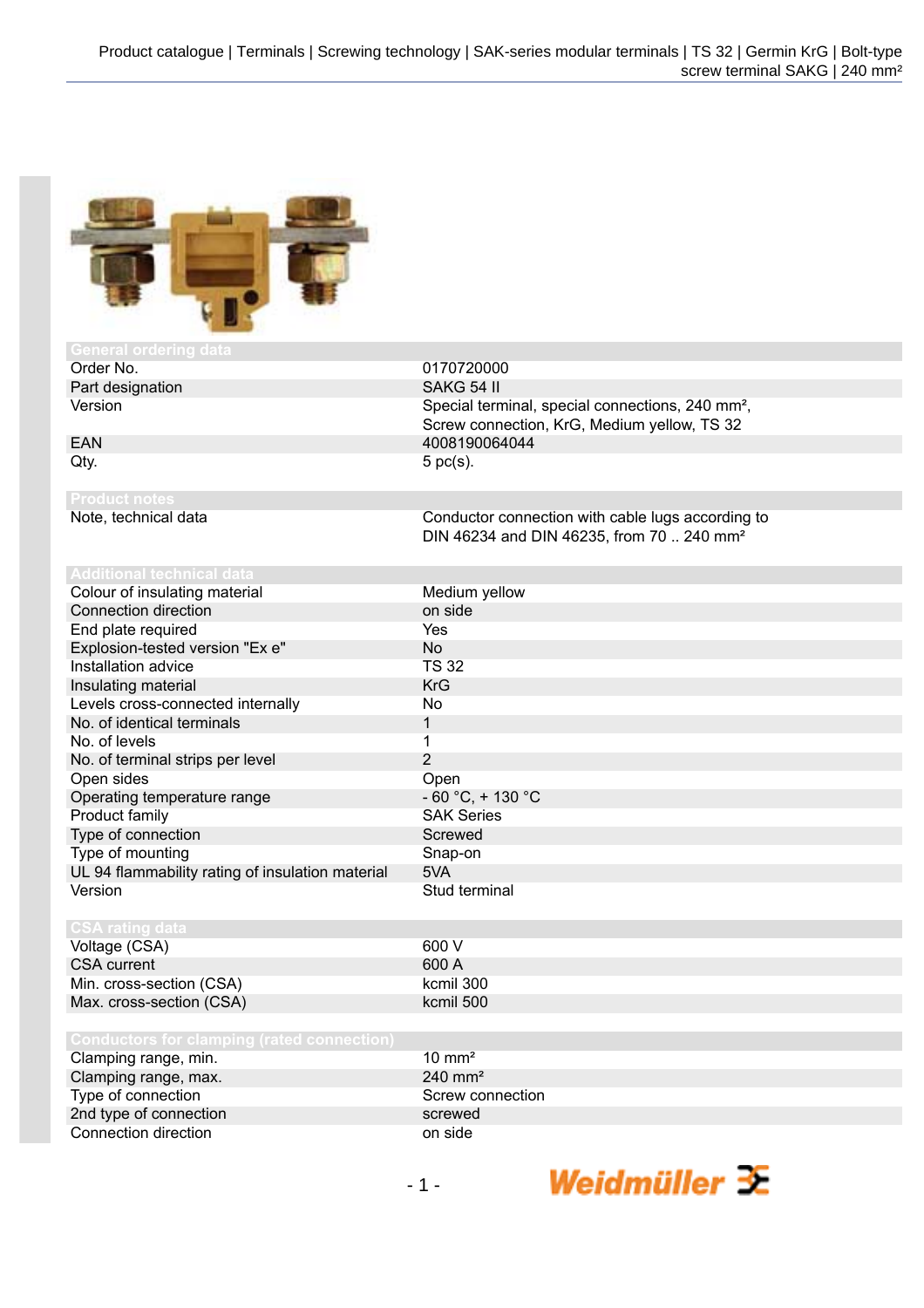## General ordering data

| | |
|---|---|
| Order No. | 0170720000 |
| Part designation | SAKG 54 II |
| Version | Special terminal, special connections, 240 mm², Screw connection, KrG, Medium yellow, TS 32 |
| EAN | 4008190064044 |
| Qty. | 5 pc(s). |

## Product notes

| | |
|---|---|
| Note, technical data | Conductor connection with cable lugs according to DIN 46234 and DIN 46235, from 70 .. 240 mm² |

## Additional technical data

| | |
|---|---|
| Colour of insulating material | Medium yellow |
| Connection direction | on side |
| End plate required | Yes |
| Explosion-tested version "Ex e" | No |
| Installation advice | TS 32 |
| Insulating material | KrG |
| Levels cross-connected internally | No |
| No. of identical terminals | 1 |
| No. of levels | 1 |
| No. of terminal strips per level | 2 |
| Open sides | Open |
| Operating temperature range | - 60 °C, + 130 °C |
| Product family | SAK Series |
| Type of connection | Screwed |
| Type of mounting | Snap-on |
| UL 94 flammability rating of insulation material | 5VA |
| Version | Stud terminal |

## CSA rating data

| | |
|---|---|
| Voltage (CSA) | 600 V |
| CSA current | 600 A |
| Min. cross-section (CSA) | kcmil 300 |
| Max. cross-section (CSA) | kcmil 500 |

## Conductors for clamping (rated connection)

| | |
|---|---|
| Clamping range, min. | 10 mm² |
| Clamping range, max. | 240 mm² |
| Type of connection | Screw connection |
| 2nd type of connection | screwed |
| Connection direction | on side |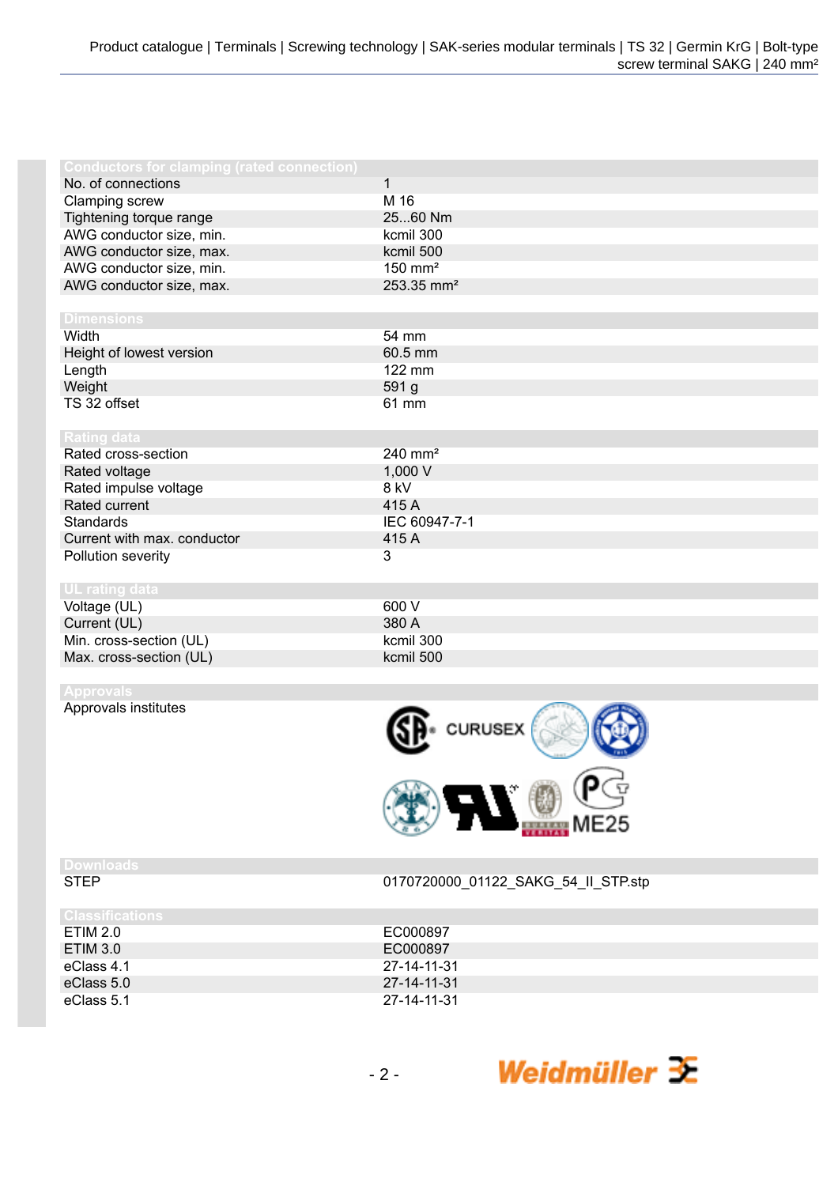| Conductors for clamping (rated connection) | |
|---|---|
| No. of connections | 1 |
| Clamping screw | M 16 |
| Tightening torque range | 25...60 Nm |
| AWG conductor size, min. | kcmil 300 |
| AWG conductor size, max. | kcmil 500 |
| AWG conductor size, min. | 150 mm² |
| AWG conductor size, max. | 253.35 mm² |

| Dimensions | |
|---|---|
| Width | 54 mm |
| Height of lowest version | 60.5 mm |
| Length | 122 mm |
| Weight | 591 g |
| TS 32 offset | 61 mm |

| Rating data | |
|---|---|
| Rated cross-section | 240 mm² |
| Rated voltage | 1,000 V |
| Rated impulse voltage | 8 kV |
| Rated current | 415 A |
| Standards | IEC 60947-7-1 |
| Current with max. conductor | 415 A |
| Pollution severity | 3 |

| UL rating data | |
|---|---|
| Voltage (UL) | 600 V |
| Current (UL) | 380 A |
| Min. cross-section (UL) | kcmil 300 |
| Max. cross-section (UL) | kcmil 500 |

| Approvals | |
|---|---|
| Approvals institutes | CURUSEX, ME25 |

| Downloads | |
|---|---|
| STEP | 0170720000_01122_SAKG_54_II_STP.stp |

| Classifications | |
|---|---|
| ETIM 2.0 | EC000897 |
| ETIM 3.0 | EC000897 |
| eClass 4.1 | 27-14-11-31 |
| eClass 5.0 | 27-14-11-31 |
| eClass 5.1 | 27-14-11-31 |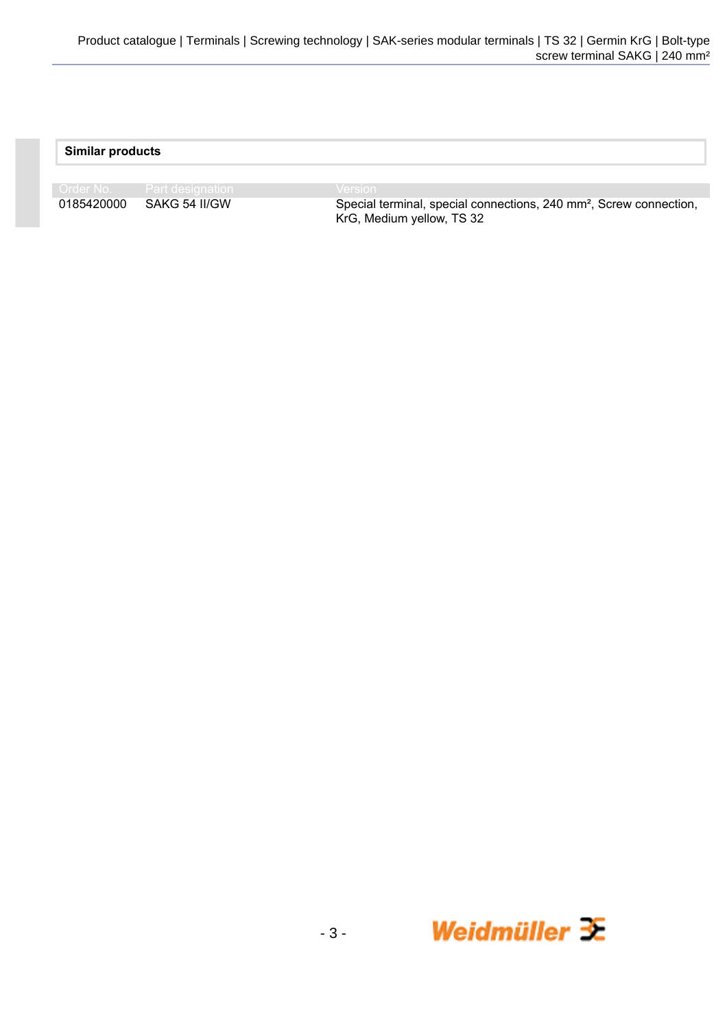## Similar products

| Order No. | Part designation | Version |
| --- | --- | --- |
| 0185420000 | SAKG 54 II/GW | Special terminal, special connections, 240 mm², Screw connection, KrG, Medium yellow, TS 32 |